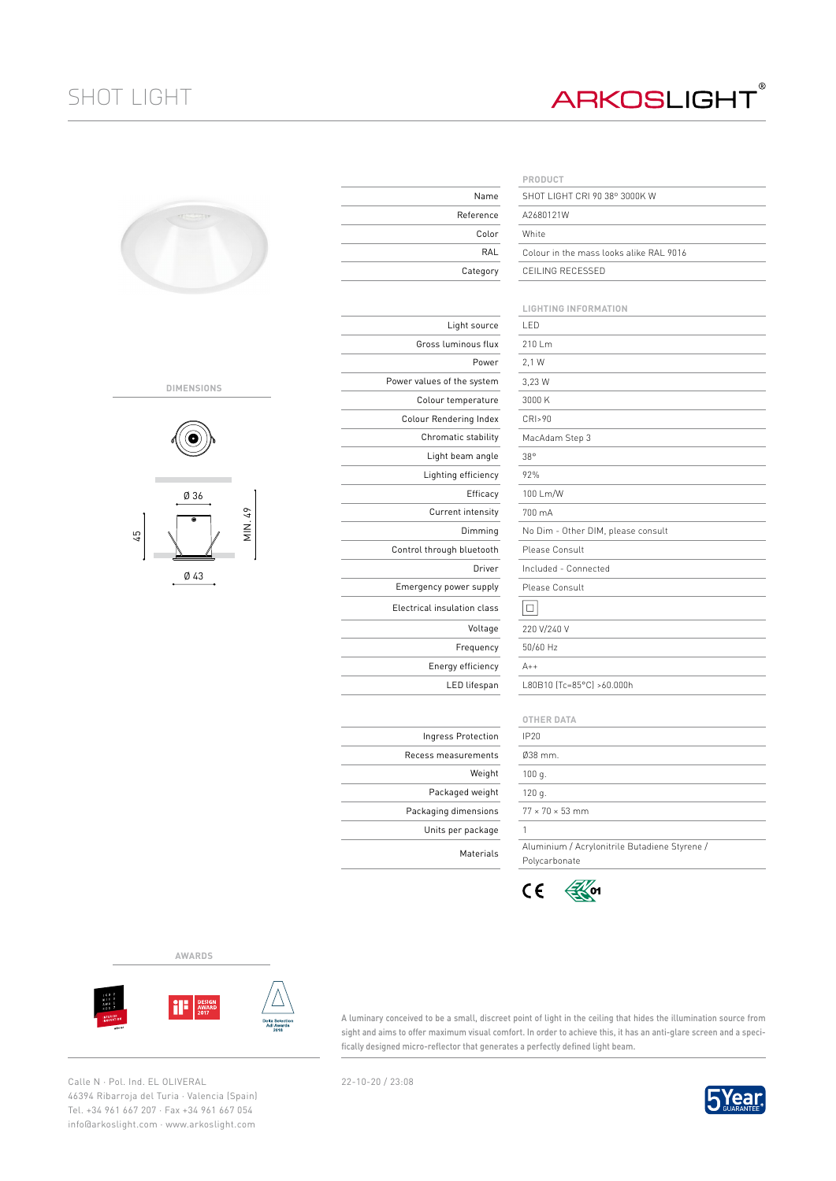# SHOT LIGHT

ARKOSLIGHT®

## PRODUCT

| | |
|---|---|
| Name | SHOT LIGHT CRI 90 38º 3000K W |
| Reference | A2680121W |
| Color | White |
| RAL | Colour in the mass looks alike RAL 9016 |
| Category | CEILING RECESSED |

## LIGHTING INFORMATION

| | |
|---|---|
| Light source | LED |
| Gross luminous flux | 210 Lm |
| Power | 2,1 W |
| Power values of the system | 3,23 W |
| Colour temperature | 3000 K |
| Colour Rendering Index | CRI>90 |
| Chromatic stability | MacAdam Step 3 |
| Light beam angle | 38º |
| Lighting efficiency | 92% |
| Efficacy | 100 Lm/W |
| Current intensity | 700 mA |
| Dimming | No Dim - Other DIM, please consult |
| Control through bluetooth | Please Consult |
| Driver | Included - Connected |
| Emergency power supply | Please Consult |
| Electrical insulation class | □ |
| Voltage | 220 V/240 V |
| Frequency | 50/60 Hz |
| Energy efficiency | A++ |
| LED lifespan | L80B10 (Tc=85ºC) >60.000h |

## OTHER DATA

| | |
|---|---|
| Ingress Protection | IP20 |
| Recess measurements | Ø38 mm. |
| Weight | 100 g. |
| Packaged weight | 120 g. |
| Packaging dimensions | 77 × 70 × 53 mm |
| Units per package | 1 |
| Materials | Aluminium / Acrylonitrile Butadiene Styrene / Polycarbonate |

## DIMENSIONS

Ø 36 · 45 · MIN. 49 · Ø 43

## AWARDS

A luminary conceived to be a small, discreet point of light in the ceiling that hides the illumination source from sight and aims to offer maximum visual comfort. In order to achieve this, it has an anti-glare screen and a specifically designed micro-reflector that generates a perfectly defined light beam.

Calle N · Pol. Ind. EL OLIVERAL
46394 Ribarroja del Turia · Valencia (Spain)
Tel. +34 961 667 207 · Fax +34 961 667 054
info@arkoslight.com · www.arkoslight.com

22-10-20 / 23:08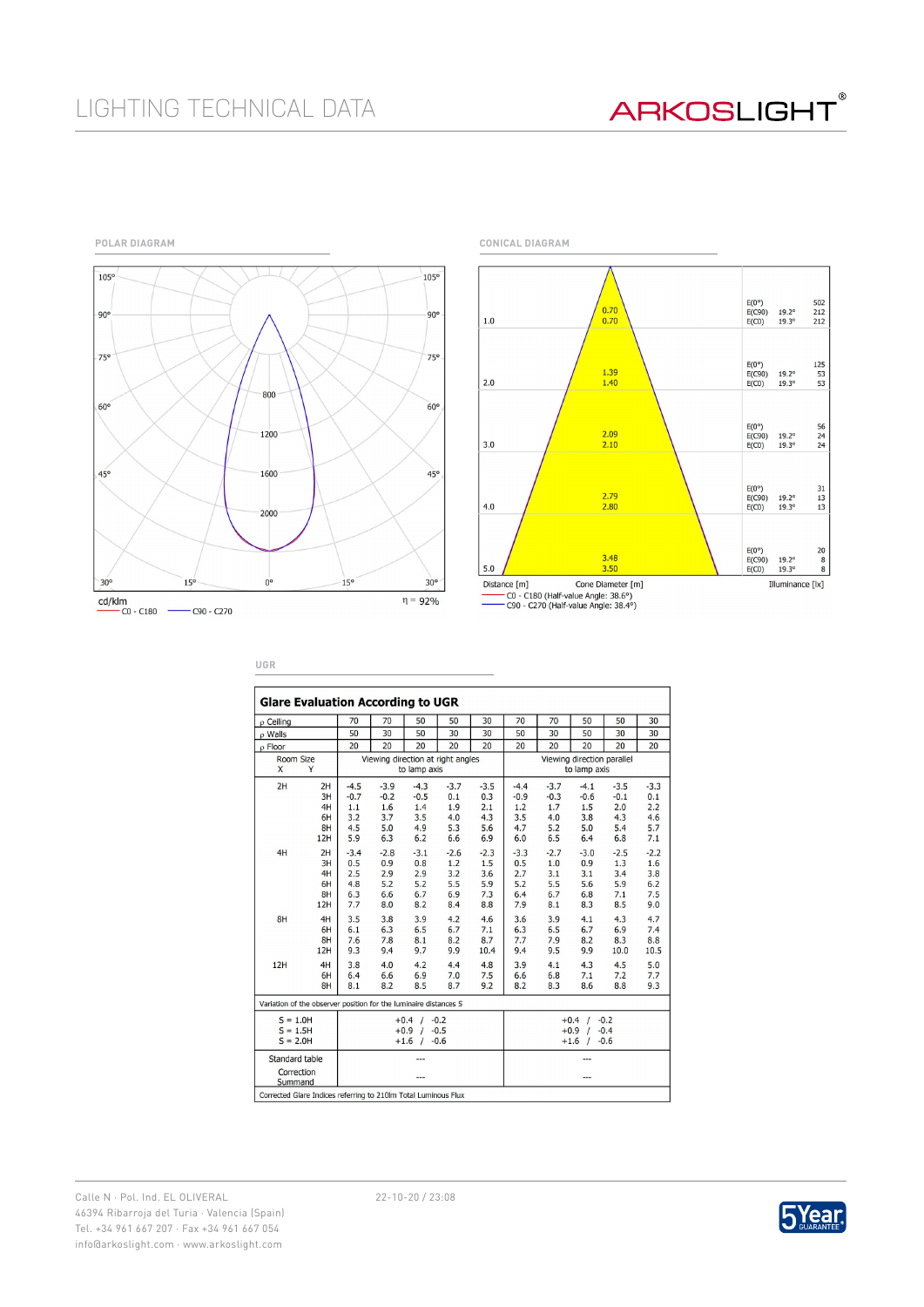# LIGHTING TECHNICAL DATA

ARKOSLIGHT®

## POLAR DIAGRAM

105° 105°
90° 90°
75° 75°
60° 60°
45° 45°
30° 15° 0° 15° 30°
800
1200
1600
2000
cd/klm
η = 92%
C0 - C180 C90 - C270

## CONICAL DIAGRAM

1.0 — 0.70 / 0.70 — E(0°) 502, E(C90) 19.2° 212, E(C0) 19.3° 212
2.0 — 1.39 / 1.40 — E(0°) 125, E(C90) 19.2° 53, E(C0) 19.3° 53
3.0 — 2.09 / 2.10 — E(0°) 56, E(C90) 19.2° 24, E(C0) 19.3° 24
4.0 — 2.79 / 2.80 — E(0°) 31, E(C90) 19.2° 13, E(C0) 19.3° 13
5.0 — 3.48 / 3.50 — E(0°) 20, E(C90) 19.2° 8, E(C0) 19.3° 8

Distance [m] Cone Diameter [m] Illuminance [lx]
C0 - C180 (Half-value Angle: 38.6°)
C90 - C270 (Half-value Angle: 38.4°)

## UGR

**Glare Evaluation According to UGR**

| | | | | | | | | | | | |
|---|---|---|---|---|---|---|---|---|---|---|---|
| ρ Ceiling | | 70 | 70 | 50 | 50 | 30 | 70 | 70 | 50 | 50 | 30 |
| ρ Walls | | 50 | 30 | 50 | 30 | 30 | 50 | 30 | 50 | 30 | 30 |
| ρ Floor | | 20 | 20 | 20 | 20 | 20 | 20 | 20 | 20 | 20 | 20 |
| Room Size X | Y | Viewing direction at right angles to lamp axis | | | | | Viewing direction parallel to lamp axis | | | | |
| 2H | 2H | -4.5 | -3.9 | -4.3 | -3.7 | -3.5 | -4.4 | -3.7 | -4.1 | -3.5 | -3.3 |
| | 3H | -0.7 | -0.2 | -0.5 | 0.1 | 0.3 | -0.9 | -0.3 | -0.6 | -0.1 | 0.1 |
| | 4H | 1.1 | 1.6 | 1.4 | 1.9 | 2.1 | 1.2 | 1.7 | 1.5 | 2.0 | 2.2 |
| | 6H | 3.2 | 3.7 | 3.5 | 4.0 | 4.3 | 3.5 | 4.0 | 3.8 | 4.3 | 4.6 |
| | 8H | 4.5 | 5.0 | 4.9 | 5.3 | 5.6 | 4.7 | 5.2 | 5.0 | 5.4 | 5.7 |
| | 12H | 5.9 | 6.3 | 6.2 | 6.6 | 6.9 | 6.0 | 6.5 | 6.4 | 6.8 | 7.1 |
| 4H | 2H | -3.4 | -2.8 | -3.1 | -2.6 | -2.3 | -3.3 | -2.7 | -3.0 | -2.5 | -2.2 |
| | 3H | 0.5 | 0.9 | 0.8 | 1.2 | 1.5 | 0.5 | 1.0 | 0.9 | 1.3 | 1.6 |
| | 4H | 2.5 | 2.9 | 2.9 | 3.2 | 3.6 | 2.7 | 3.1 | 3.1 | 3.4 | 3.8 |
| | 6H | 4.8 | 5.2 | 5.2 | 5.5 | 5.9 | 5.2 | 5.5 | 5.6 | 5.9 | 6.2 |
| | 8H | 6.3 | 6.6 | 6.7 | 6.9 | 7.3 | 6.4 | 6.7 | 6.8 | 7.1 | 7.5 |
| | 12H | 7.7 | 8.0 | 8.2 | 8.4 | 8.8 | 7.9 | 8.1 | 8.3 | 8.5 | 9.0 |
| 8H | 4H | 3.5 | 3.8 | 3.9 | 4.2 | 4.6 | 3.6 | 3.9 | 4.1 | 4.3 | 4.7 |
| | 6H | 6.1 | 6.3 | 6.5 | 6.7 | 7.1 | 6.3 | 6.5 | 6.7 | 6.9 | 7.4 |
| | 8H | 7.6 | 7.8 | 8.1 | 8.2 | 8.7 | 7.7 | 7.9 | 8.2 | 8.3 | 8.8 |
| | 12H | 9.3 | 9.4 | 9.7 | 9.9 | 10.4 | 9.4 | 9.5 | 9.9 | 10.0 | 10.5 |
| 12H | 4H | 3.8 | 4.0 | 4.2 | 4.4 | 4.8 | 3.9 | 4.1 | 4.3 | 4.5 | 5.0 |
| | 6H | 6.4 | 6.6 | 6.9 | 7.0 | 7.5 | 6.6 | 6.8 | 7.1 | 7.2 | 7.7 |
| | 8H | 8.1 | 8.2 | 8.5 | 8.7 | 9.2 | 8.2 | 8.3 | 8.6 | 8.8 | 9.3 |
| Variation of the observer position for the luminaire distances S | | | | | | | | | | | |
| S = 1.0H | | +0.4 / -0.2 | | | | | +0.4 / -0.2 | | | | |
| S = 1.5H | | +0.9 / -0.5 | | | | | +0.9 / -0.4 | | | | |
| S = 2.0H | | +1.6 / -0.6 | | | | | +1.6 / -0.6 | | | | |
| Standard table | | --- | | | | | --- | | | | |
| Correction Summand | | --- | | | | | --- | | | | |
| Corrected Glare Indices referring to 210lm Total Luminous Flux | | | | | | | | | | | |

Calle N · Pol. Ind. EL OLIVERAL
46394 Ribarroja del Turia · Valencia (Spain)
Tel. +34 961 667 207 · Fax +34 961 667 054
info@arkoslight.com · www.arkoslight.com

22-10-20 / 23:08

5Year GUARANTEE